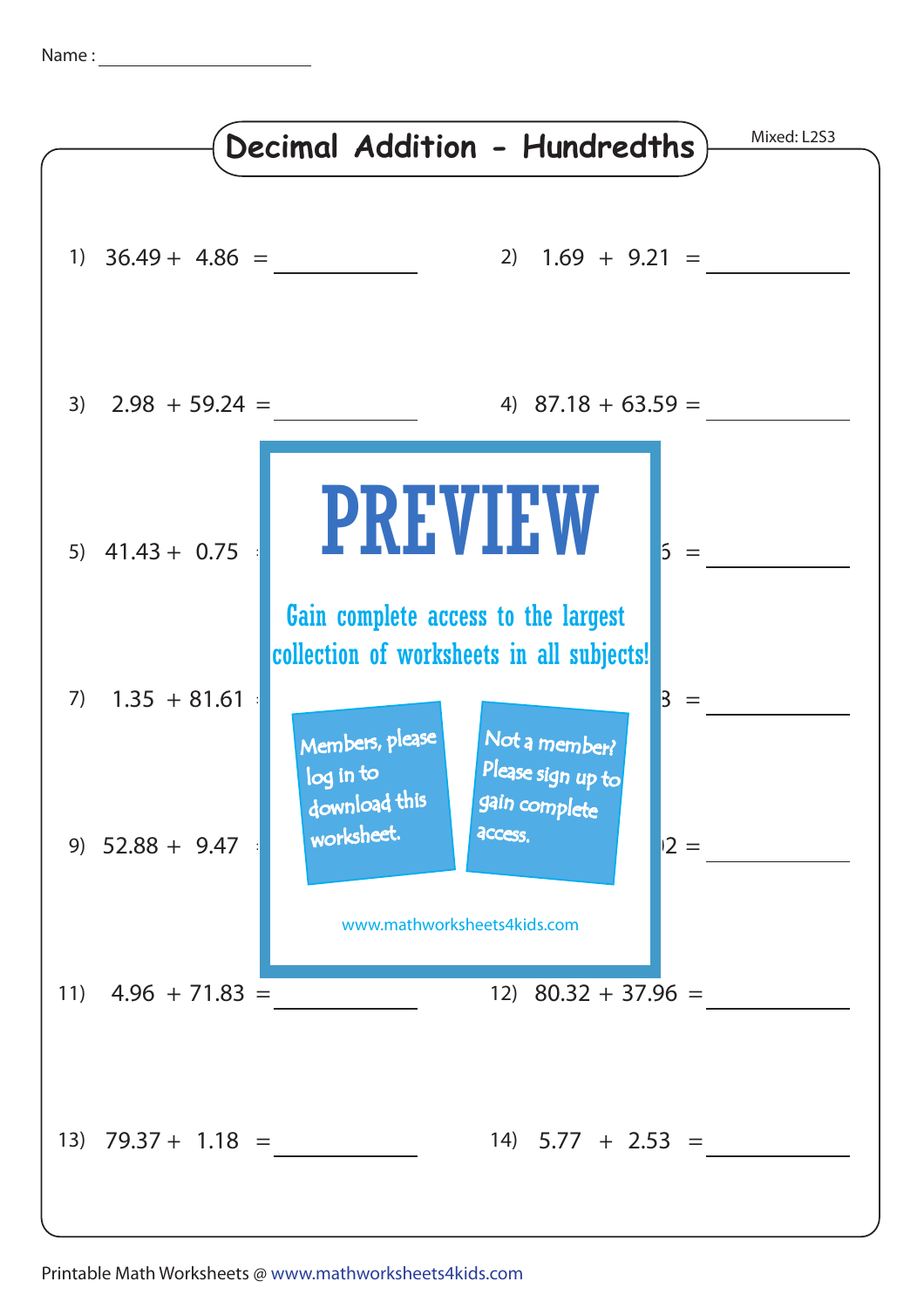Name : ____________________

# Decimal Addition - Hundredths

Mixed: L2S3

1) $36.49 + 4.86 =$ __________

2) $1.69 + 9.21 =$ __________

3) $2.98 + 59.24 =$ __________

4) $87.18 + 63.59 =$ __________

5) $41.43 + 0.75$ ...

6) ...6 = __________

7) $1.35 + 81.61$ ...

8) ...3 = __________

9) $52.88 + 9.47$ ...

10) ...2 = __________

PREVIEW

Gain complete access to the largest collection of worksheets in all subjects!

Members, please log in to download this worksheet.

Not a member? Please sign up to gain complete access.

www.mathworksheets4kids.com

11) $4.96 + 71.83 =$ __________

12) $80.32 + 37.96 =$ __________

13) $79.37 + 1.18 =$ __________

14) $5.77 + 2.53 =$ __________

Printable Math Worksheets @ www.mathworksheets4kids.com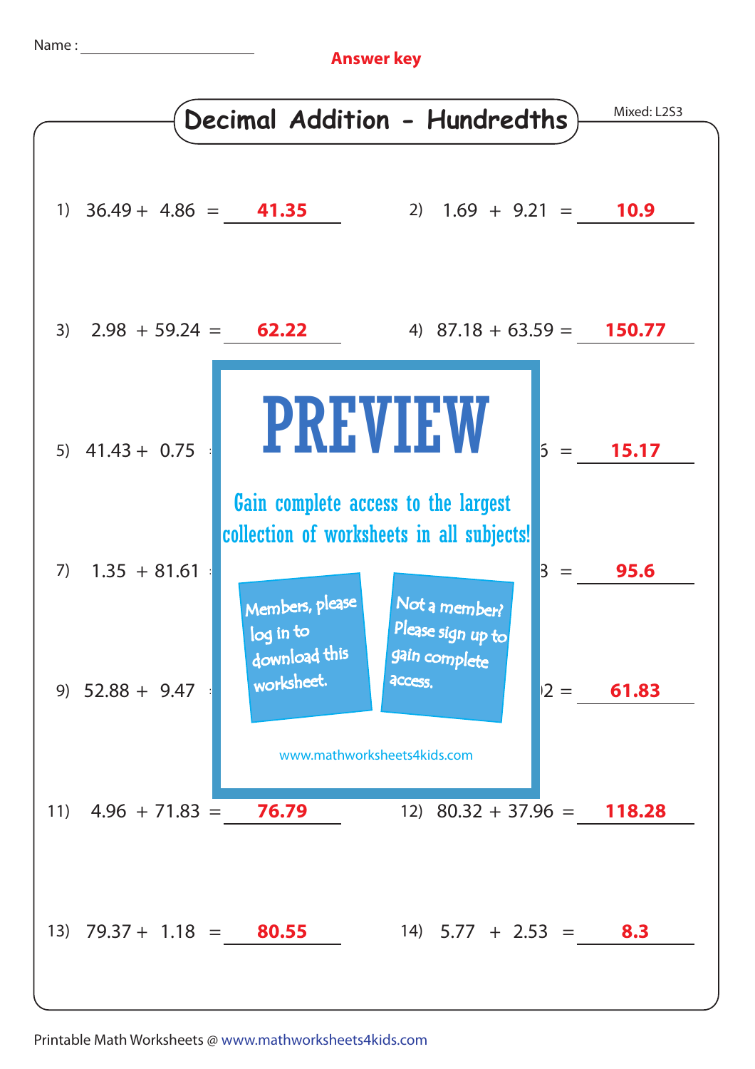Name :

**Answer key**

# Decimal Addition - Hundredths

Mixed: L2S3

1) $36.49 + 4.86 =$ **41.35**

2) $1.69 + 9.21 =$ **10.9**

3) $2.98 + 59.24 =$ **62.22**

4) $87.18 + 63.59 =$ **150.77**

5) $41.43 + 0.75$

6) 5 = **15.17**

PREVIEW

Gain complete access to the largest collection of worksheets in all subjects!

Members, please log in to download this worksheet.

Not a member? Please sign up to gain complete access.

www.mathworksheets4kids.com

7) $1.35 + 81.61$

8) 3 = **95.6**

9) $52.88 + 9.47$

10) 2 = **61.83**

11) $4.96 + 71.83 =$ **76.79**

12) $80.32 + 37.96 =$ **118.28**

13) $79.37 + 1.18 =$ **80.55**

14) $5.77 + 2.53 =$ **8.3**

Printable Math Worksheets @ www.mathworksheets4kids.com